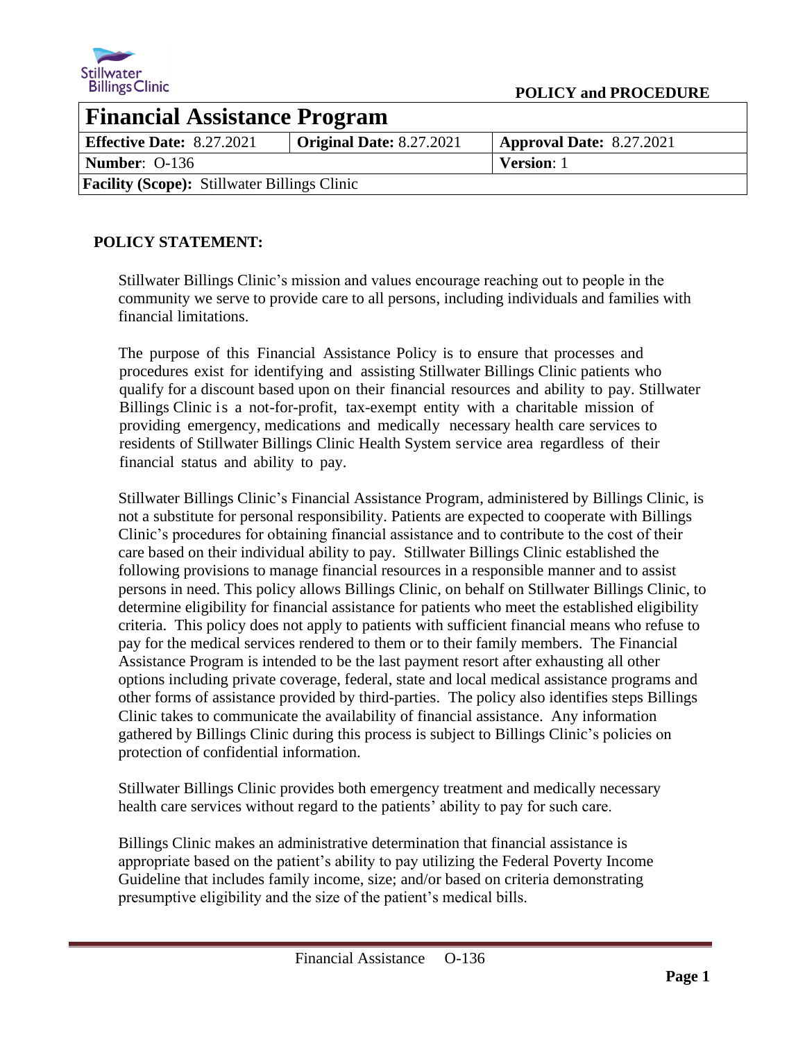**POLICY and PROCEDURE**

# Financial Assistance Program

| **Effective Date:** 8.27.2021 | **Original Date:** 8.27.2021 | **Approval Date:** 8.27.2021 |
|---|---|---|
| **Number**: O-136 | | **Version**: 1 |
| **Facility (Scope):** Stillwater Billings Clinic | | |

## POLICY STATEMENT:

Stillwater Billings Clinic's mission and values encourage reaching out to people in the community we serve to provide care to all persons, including individuals and families with financial limitations.

The purpose of this Financial Assistance Policy is to ensure that processes and procedures exist for identifying and assisting Stillwater Billings Clinic patients who qualify for a discount based upon on their financial resources and ability to pay. Stillwater Billings Clinic is a not-for-profit, tax-exempt entity with a charitable mission of providing emergency, medications and medically necessary health care services to residents of Stillwater Billings Clinic Health System service area regardless of their financial status and ability to pay.

Stillwater Billings Clinic's Financial Assistance Program, administered by Billings Clinic, is not a substitute for personal responsibility. Patients are expected to cooperate with Billings Clinic's procedures for obtaining financial assistance and to contribute to the cost of their care based on their individual ability to pay. Stillwater Billings Clinic established the following provisions to manage financial resources in a responsible manner and to assist persons in need. This policy allows Billings Clinic, on behalf on Stillwater Billings Clinic, to determine eligibility for financial assistance for patients who meet the established eligibility criteria. This policy does not apply to patients with sufficient financial means who refuse to pay for the medical services rendered to them or to their family members. The Financial Assistance Program is intended to be the last payment resort after exhausting all other options including private coverage, federal, state and local medical assistance programs and other forms of assistance provided by third-parties. The policy also identifies steps Billings Clinic takes to communicate the availability of financial assistance. Any information gathered by Billings Clinic during this process is subject to Billings Clinic's policies on protection of confidential information.

Stillwater Billings Clinic provides both emergency treatment and medically necessary health care services without regard to the patients' ability to pay for such care.

Billings Clinic makes an administrative determination that financial assistance is appropriate based on the patient's ability to pay utilizing the Federal Poverty Income Guideline that includes family income, size; and/or based on criteria demonstrating presumptive eligibility and the size of the patient's medical bills.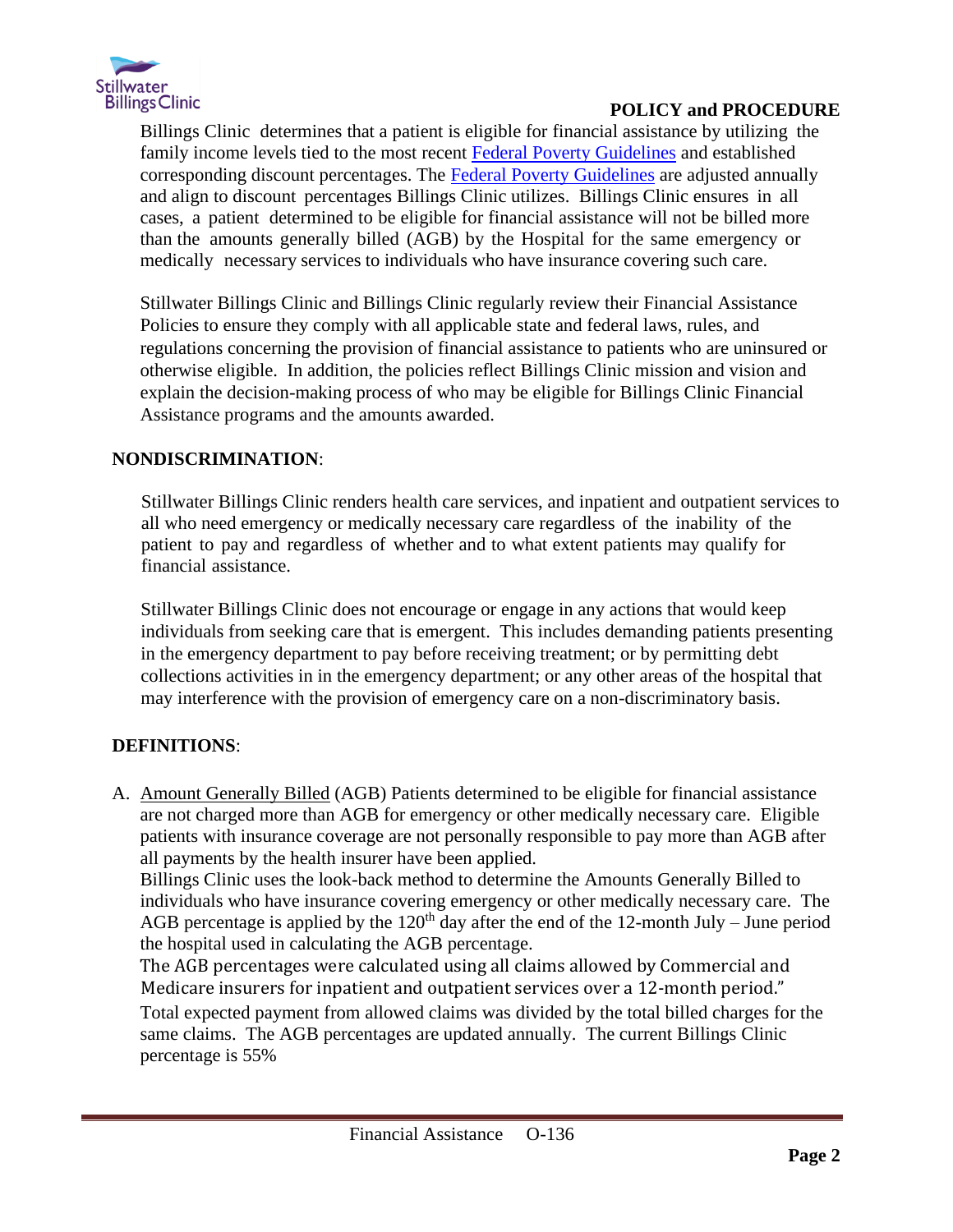Billings Clinic determines that a patient is eligible for financial assistance by utilizing the family income levels tied to the most recent Federal Poverty Guidelines and established corresponding discount percentages. The Federal Poverty Guidelines are adjusted annually and align to discount percentages Billings Clinic utilizes. Billings Clinic ensures in all cases, a patient determined to be eligible for financial assistance will not be billed more than the amounts generally billed (AGB) by the Hospital for the same emergency or medically necessary services to individuals who have insurance covering such care.

Stillwater Billings Clinic and Billings Clinic regularly review their Financial Assistance Policies to ensure they comply with all applicable state and federal laws, rules, and regulations concerning the provision of financial assistance to patients who are uninsured or otherwise eligible. In addition, the policies reflect Billings Clinic mission and vision and explain the decision-making process of who may be eligible for Billings Clinic Financial Assistance programs and the amounts awarded.

**NONDISCRIMINATION**:

Stillwater Billings Clinic renders health care services, and inpatient and outpatient services to all who need emergency or medically necessary care regardless of the inability of the patient to pay and regardless of whether and to what extent patients may qualify for financial assistance.

Stillwater Billings Clinic does not encourage or engage in any actions that would keep individuals from seeking care that is emergent. This includes demanding patients presenting in the emergency department to pay before receiving treatment; or by permitting debt collections activities in in the emergency department; or any other areas of the hospital that may interference with the provision of emergency care on a non-discriminatory basis.

**DEFINITIONS**:

A. Amount Generally Billed (AGB) Patients determined to be eligible for financial assistance are not charged more than AGB for emergency or other medically necessary care. Eligible patients with insurance coverage are not personally responsible to pay more than AGB after all payments by the health insurer have been applied.

   Billings Clinic uses the look-back method to determine the Amounts Generally Billed to individuals who have insurance covering emergency or other medically necessary care. The AGB percentage is applied by the 120th day after the end of the 12-month July – June period the hospital used in calculating the AGB percentage.

   The AGB percentages were calculated using all claims allowed by Commercial and Medicare insurers for inpatient and outpatient services over a 12-month period."

   Total expected payment from allowed claims was divided by the total billed charges for the same claims. The AGB percentages are updated annually. The current Billings Clinic percentage is 55%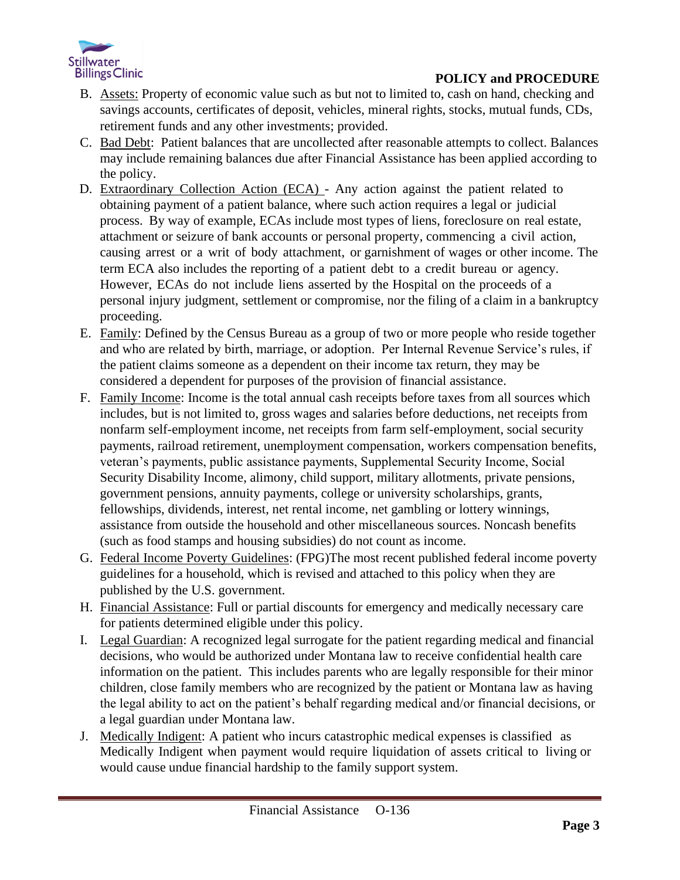B. Assets: Property of economic value such as but not to limited to, cash on hand, checking and savings accounts, certificates of deposit, vehicles, mineral rights, stocks, mutual funds, CDs, retirement funds and any other investments; provided.

C. Bad Debt: Patient balances that are uncollected after reasonable attempts to collect. Balances may include remaining balances due after Financial Assistance has been applied according to the policy.

D. Extraordinary Collection Action (ECA) - Any action against the patient related to obtaining payment of a patient balance, where such action requires a legal or judicial process. By way of example, ECAs include most types of liens, foreclosure on real estate, attachment or seizure of bank accounts or personal property, commencing a civil action, causing arrest or a writ of body attachment, or garnishment of wages or other income. The term ECA also includes the reporting of a patient debt to a credit bureau or agency. However, ECAs do not include liens asserted by the Hospital on the proceeds of a personal injury judgment, settlement or compromise, nor the filing of a claim in a bankruptcy proceeding.

E. Family: Defined by the Census Bureau as a group of two or more people who reside together and who are related by birth, marriage, or adoption. Per Internal Revenue Service's rules, if the patient claims someone as a dependent on their income tax return, they may be considered a dependent for purposes of the provision of financial assistance.

F. Family Income: Income is the total annual cash receipts before taxes from all sources which includes, but is not limited to, gross wages and salaries before deductions, net receipts from nonfarm self-employment income, net receipts from farm self-employment, social security payments, railroad retirement, unemployment compensation, workers compensation benefits, veteran's payments, public assistance payments, Supplemental Security Income, Social Security Disability Income, alimony, child support, military allotments, private pensions, government pensions, annuity payments, college or university scholarships, grants, fellowships, dividends, interest, net rental income, net gambling or lottery winnings, assistance from outside the household and other miscellaneous sources. Noncash benefits (such as food stamps and housing subsidies) do not count as income.

G. Federal Income Poverty Guidelines: (FPG)The most recent published federal income poverty guidelines for a household, which is revised and attached to this policy when they are published by the U.S. government.

H. Financial Assistance: Full or partial discounts for emergency and medically necessary care for patients determined eligible under this policy.

I. Legal Guardian: A recognized legal surrogate for the patient regarding medical and financial decisions, who would be authorized under Montana law to receive confidential health care information on the patient. This includes parents who are legally responsible for their minor children, close family members who are recognized by the patient or Montana law as having the legal ability to act on the patient's behalf regarding medical and/or financial decisions, or a legal guardian under Montana law.

J. Medically Indigent: A patient who incurs catastrophic medical expenses is classified as Medically Indigent when payment would require liquidation of assets critical to living or would cause undue financial hardship to the family support system.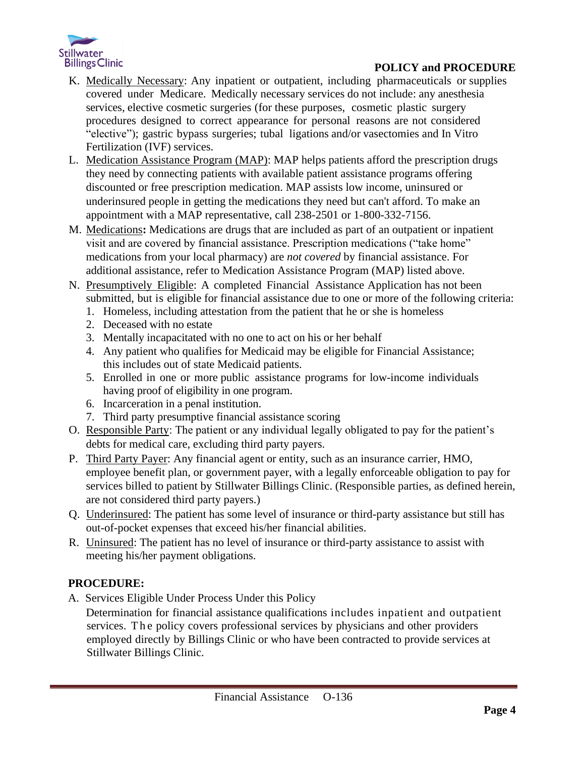K. Medically Necessary: Any inpatient or outpatient, including pharmaceuticals or supplies covered under Medicare. Medically necessary services do not include: any anesthesia services, elective cosmetic surgeries (for these purposes, cosmetic plastic surgery procedures designed to correct appearance for personal reasons are not considered "elective"); gastric bypass surgeries; tubal ligations and/or vasectomies and In Vitro Fertilization (IVF) services.

L. Medication Assistance Program (MAP): MAP helps patients afford the prescription drugs they need by connecting patients with available patient assistance programs offering discounted or free prescription medication. MAP assists low income, uninsured or underinsured people in getting the medications they need but can't afford. To make an appointment with a MAP representative, call 238-2501 or 1-800-332-7156.

M. Medications**:** Medications are drugs that are included as part of an outpatient or inpatient visit and are covered by financial assistance. Prescription medications ("take home" medications from your local pharmacy) are *not covered* by financial assistance. For additional assistance, refer to Medication Assistance Program (MAP) listed above.

N. Presumptively Eligible: A completed Financial Assistance Application has not been submitted, but is eligible for financial assistance due to one or more of the following criteria:
   1. Homeless, including attestation from the patient that he or she is homeless
   2. Deceased with no estate
   3. Mentally incapacitated with no one to act on his or her behalf
   4. Any patient who qualifies for Medicaid may be eligible for Financial Assistance; this includes out of state Medicaid patients.
   5. Enrolled in one or more public assistance programs for low-income individuals having proof of eligibility in one program.
   6. Incarceration in a penal institution.
   7. Third party presumptive financial assistance scoring

O. Responsible Party: The patient or any individual legally obligated to pay for the patient's debts for medical care, excluding third party payers.

P. Third Party Payer: Any financial agent or entity, such as an insurance carrier, HMO, employee benefit plan, or government payer, with a legally enforceable obligation to pay for services billed to patient by Stillwater Billings Clinic. (Responsible parties, as defined herein, are not considered third party payers.)

Q. Underinsured: The patient has some level of insurance or third-party assistance but still has out-of-pocket expenses that exceed his/her financial abilities.

R. Uninsured: The patient has no level of insurance or third-party assistance to assist with meeting his/her payment obligations.

## PROCEDURE:

A. Services Eligible Under Process Under this Policy

   Determination for financial assistance qualifications includes inpatient and outpatient services. The policy covers professional services by physicians and other providers employed directly by Billings Clinic or who have been contracted to provide services at Stillwater Billings Clinic.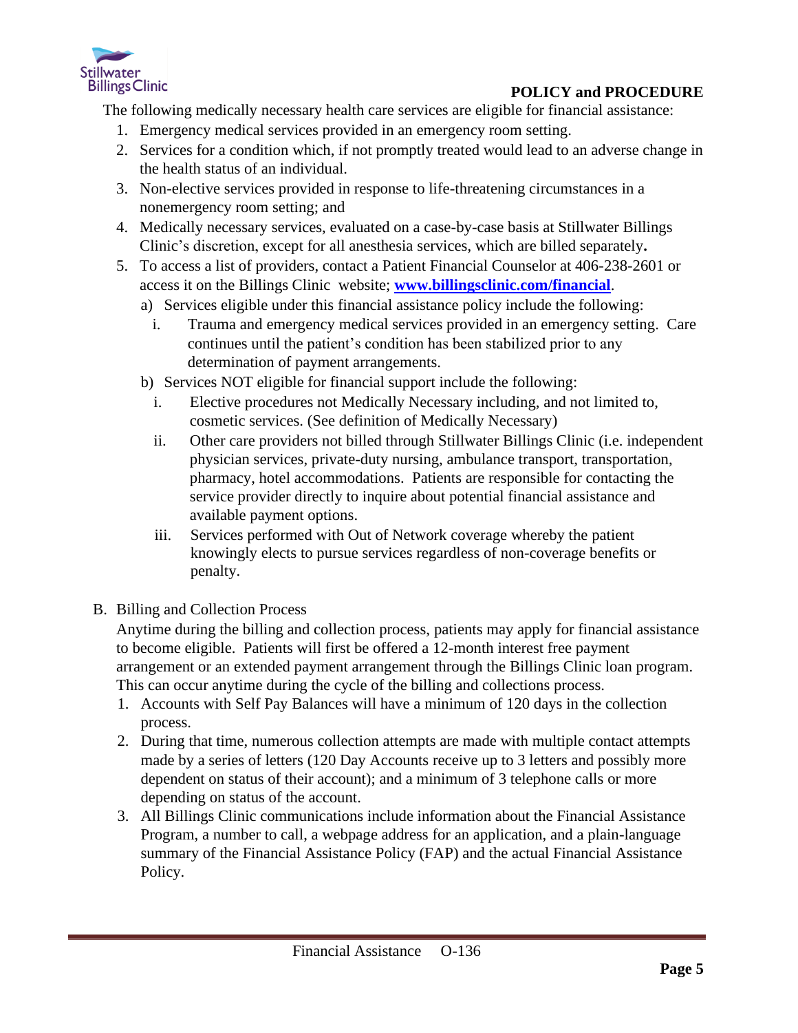The following medically necessary health care services are eligible for financial assistance:

1. Emergency medical services provided in an emergency room setting.
2. Services for a condition which, if not promptly treated would lead to an adverse change in the health status of an individual.
3. Non-elective services provided in response to life-threatening circumstances in a nonemergency room setting; and
4. Medically necessary services, evaluated on a case-by-case basis at Stillwater Billings Clinic's discretion, except for all anesthesia services, which are billed separately**.**
5. To access a list of providers, contact a Patient Financial Counselor at 406-238-2601 or access it on the Billings Clinic website; **[www.billingsclinic.com/financial](http://www.billingsclinic.com/financial)**.
   a) Services eligible under this financial assistance policy include the following:
      i. Trauma and emergency medical services provided in an emergency setting. Care continues until the patient's condition has been stabilized prior to any determination of payment arrangements.
   b) Services NOT eligible for financial support include the following:
      i. Elective procedures not Medically Necessary including, and not limited to, cosmetic services. (See definition of Medically Necessary)
      ii. Other care providers not billed through Stillwater Billings Clinic (i.e. independent physician services, private-duty nursing, ambulance transport, transportation, pharmacy, hotel accommodations. Patients are responsible for contacting the service provider directly to inquire about potential financial assistance and available payment options.
      iii. Services performed with Out of Network coverage whereby the patient knowingly elects to pursue services regardless of non-coverage benefits or penalty.

B. Billing and Collection Process

Anytime during the billing and collection process, patients may apply for financial assistance to become eligible. Patients will first be offered a 12-month interest free payment arrangement or an extended payment arrangement through the Billings Clinic loan program. This can occur anytime during the cycle of the billing and collections process.

1. Accounts with Self Pay Balances will have a minimum of 120 days in the collection process.
2. During that time, numerous collection attempts are made with multiple contact attempts made by a series of letters (120 Day Accounts receive up to 3 letters and possibly more dependent on status of their account); and a minimum of 3 telephone calls or more depending on status of the account.
3. All Billings Clinic communications include information about the Financial Assistance Program, a number to call, a webpage address for an application, and a plain-language summary of the Financial Assistance Policy (FAP) and the actual Financial Assistance Policy.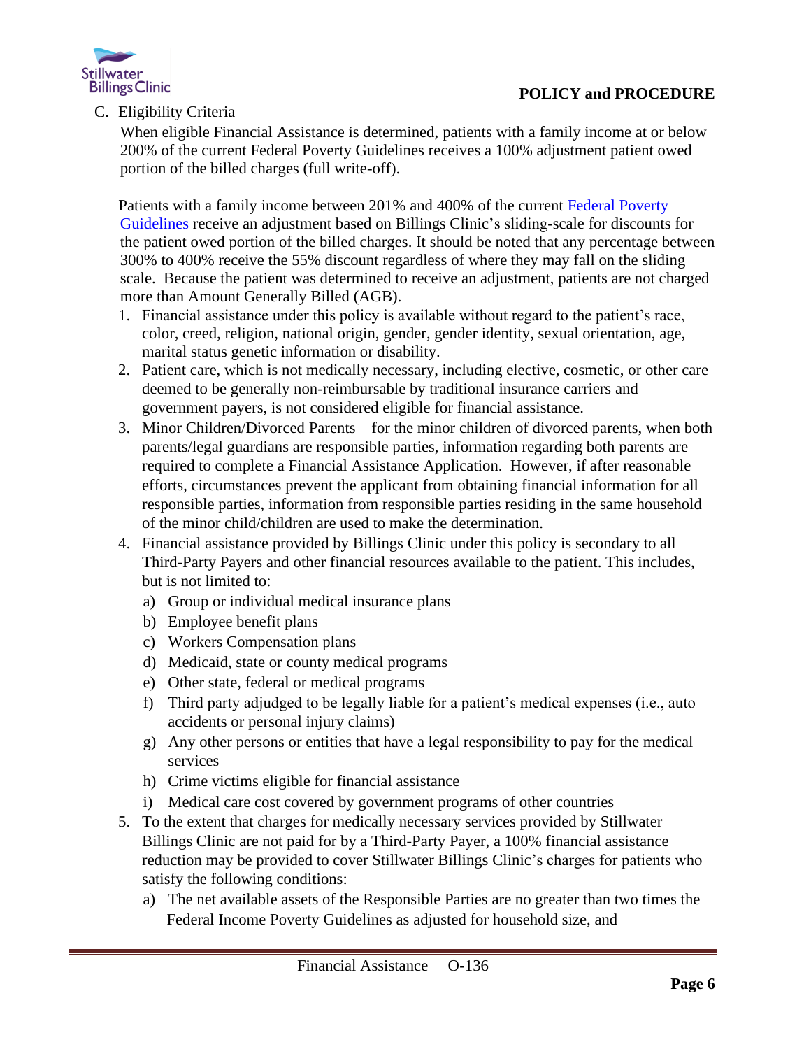C. Eligibility Criteria

When eligible Financial Assistance is determined, patients with a family income at or below 200% of the current Federal Poverty Guidelines receives a 100% adjustment patient owed portion of the billed charges (full write-off).

Patients with a family income between 201% and 400% of the current [Federal Poverty Guidelines] receive an adjustment based on Billings Clinic's sliding-scale for discounts for the patient owed portion of the billed charges. It should be noted that any percentage between 300% to 400% receive the 55% discount regardless of where they may fall on the sliding scale. Because the patient was determined to receive an adjustment, patients are not charged more than Amount Generally Billed (AGB).

1. Financial assistance under this policy is available without regard to the patient's race, color, creed, religion, national origin, gender, gender identity, sexual orientation, age, marital status genetic information or disability.
2. Patient care, which is not medically necessary, including elective, cosmetic, or other care deemed to be generally non-reimbursable by traditional insurance carriers and government payers, is not considered eligible for financial assistance.
3. Minor Children/Divorced Parents – for the minor children of divorced parents, when both parents/legal guardians are responsible parties, information regarding both parents are required to complete a Financial Assistance Application. However, if after reasonable efforts, circumstances prevent the applicant from obtaining financial information for all responsible parties, information from responsible parties residing in the same household of the minor child/children are used to make the determination.
4. Financial assistance provided by Billings Clinic under this policy is secondary to all Third-Party Payers and other financial resources available to the patient. This includes, but is not limited to:
   a) Group or individual medical insurance plans
   b) Employee benefit plans
   c) Workers Compensation plans
   d) Medicaid, state or county medical programs
   e) Other state, federal or medical programs
   f) Third party adjudged to be legally liable for a patient's medical expenses (i.e., auto accidents or personal injury claims)
   g) Any other persons or entities that have a legal responsibility to pay for the medical services
   h) Crime victims eligible for financial assistance
   i) Medical care cost covered by government programs of other countries
5. To the extent that charges for medically necessary services provided by Stillwater Billings Clinic are not paid for by a Third-Party Payer, a 100% financial assistance reduction may be provided to cover Stillwater Billings Clinic's charges for patients who satisfy the following conditions:
   a) The net available assets of the Responsible Parties are no greater than two times the Federal Income Poverty Guidelines as adjusted for household size, and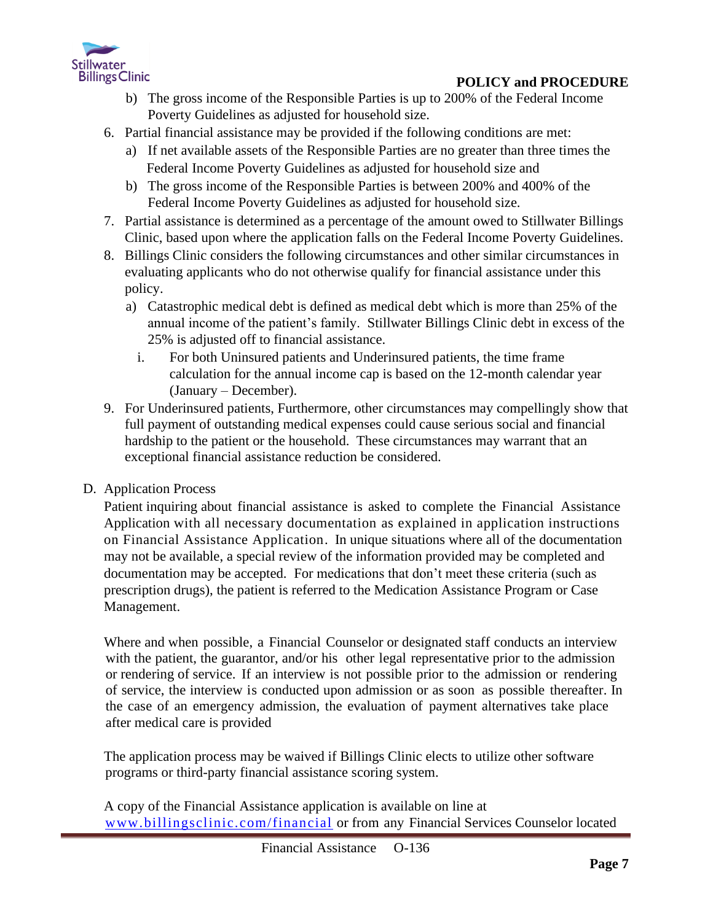b) The gross income of the Responsible Parties is up to 200% of the Federal Income Poverty Guidelines as adjusted for household size.

6. Partial financial assistance may be provided if the following conditions are met:
   a) If net available assets of the Responsible Parties are no greater than three times the Federal Income Poverty Guidelines as adjusted for household size and
   b) The gross income of the Responsible Parties is between 200% and 400% of the Federal Income Poverty Guidelines as adjusted for household size.
7. Partial assistance is determined as a percentage of the amount owed to Stillwater Billings Clinic, based upon where the application falls on the Federal Income Poverty Guidelines.
8. Billings Clinic considers the following circumstances and other similar circumstances in evaluating applicants who do not otherwise qualify for financial assistance under this policy.
   a) Catastrophic medical debt is defined as medical debt which is more than 25% of the annual income of the patient's family. Stillwater Billings Clinic debt in excess of the 25% is adjusted off to financial assistance.
      i. For both Uninsured patients and Underinsured patients, the time frame calculation for the annual income cap is based on the 12-month calendar year (January – December).
9. For Underinsured patients, Furthermore, other circumstances may compellingly show that full payment of outstanding medical expenses could cause serious social and financial hardship to the patient or the household. These circumstances may warrant that an exceptional financial assistance reduction be considered.

D. Application Process

Patient inquiring about financial assistance is asked to complete the Financial Assistance Application with all necessary documentation as explained in application instructions on Financial Assistance Application. In unique situations where all of the documentation may not be available, a special review of the information provided may be completed and documentation may be accepted. For medications that don't meet these criteria (such as prescription drugs), the patient is referred to the Medication Assistance Program or Case Management.

Where and when possible, a Financial Counselor or designated staff conducts an interview with the patient, the guarantor, and/or his other legal representative prior to the admission or rendering of service. If an interview is not possible prior to the admission or rendering of service, the interview is conducted upon admission or as soon as possible thereafter. In the case of an emergency admission, the evaluation of payment alternatives take place after medical care is provided

The application process may be waived if Billings Clinic elects to utilize other software programs or third-party financial assistance scoring system.

A copy of the Financial Assistance application is available on line at www.billingsclinic.com/financial or from any Financial Services Counselor located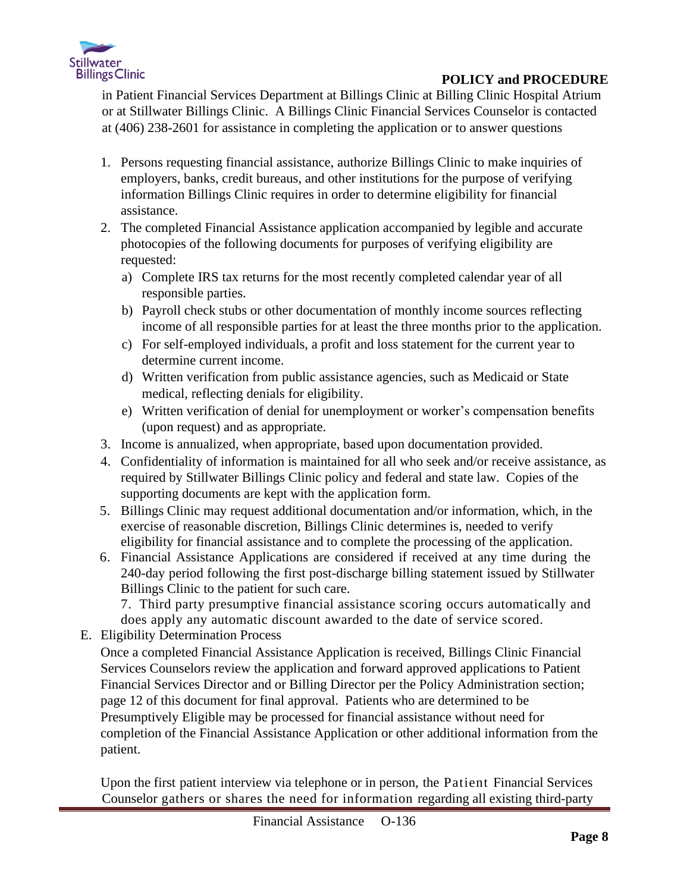in Patient Financial Services Department at Billings Clinic at Billing Clinic Hospital Atrium or at Stillwater Billings Clinic. A Billings Clinic Financial Services Counselor is contacted at (406) 238-2601 for assistance in completing the application or to answer questions

1. Persons requesting financial assistance, authorize Billings Clinic to make inquiries of employers, banks, credit bureaus, and other institutions for the purpose of verifying information Billings Clinic requires in order to determine eligibility for financial assistance.
2. The completed Financial Assistance application accompanied by legible and accurate photocopies of the following documents for purposes of verifying eligibility are requested:
   a) Complete IRS tax returns for the most recently completed calendar year of all responsible parties.
   b) Payroll check stubs or other documentation of monthly income sources reflecting income of all responsible parties for at least the three months prior to the application.
   c) For self-employed individuals, a profit and loss statement for the current year to determine current income.
   d) Written verification from public assistance agencies, such as Medicaid or State medical, reflecting denials for eligibility.
   e) Written verification of denial for unemployment or worker's compensation benefits (upon request) and as appropriate.
3. Income is annualized, when appropriate, based upon documentation provided.
4. Confidentiality of information is maintained for all who seek and/or receive assistance, as required by Stillwater Billings Clinic policy and federal and state law. Copies of the supporting documents are kept with the application form.
5. Billings Clinic may request additional documentation and/or information, which, in the exercise of reasonable discretion, Billings Clinic determines is, needed to verify eligibility for financial assistance and to complete the processing of the application.
6. Financial Assistance Applications are considered if received at any time during the 240-day period following the first post-discharge billing statement issued by Stillwater Billings Clinic to the patient for such care.
7. Third party presumptive financial assistance scoring occurs automatically and does apply any automatic discount awarded to the date of service scored.

E. Eligibility Determination Process

Once a completed Financial Assistance Application is received, Billings Clinic Financial Services Counselors review the application and forward approved applications to Patient Financial Services Director and or Billing Director per the Policy Administration section; page 12 of this document for final approval. Patients who are determined to be Presumptively Eligible may be processed for financial assistance without need for completion of the Financial Assistance Application or other additional information from the patient.

Upon the first patient interview via telephone or in person, the Patient Financial Services Counselor gathers or shares the need for information regarding all existing third-party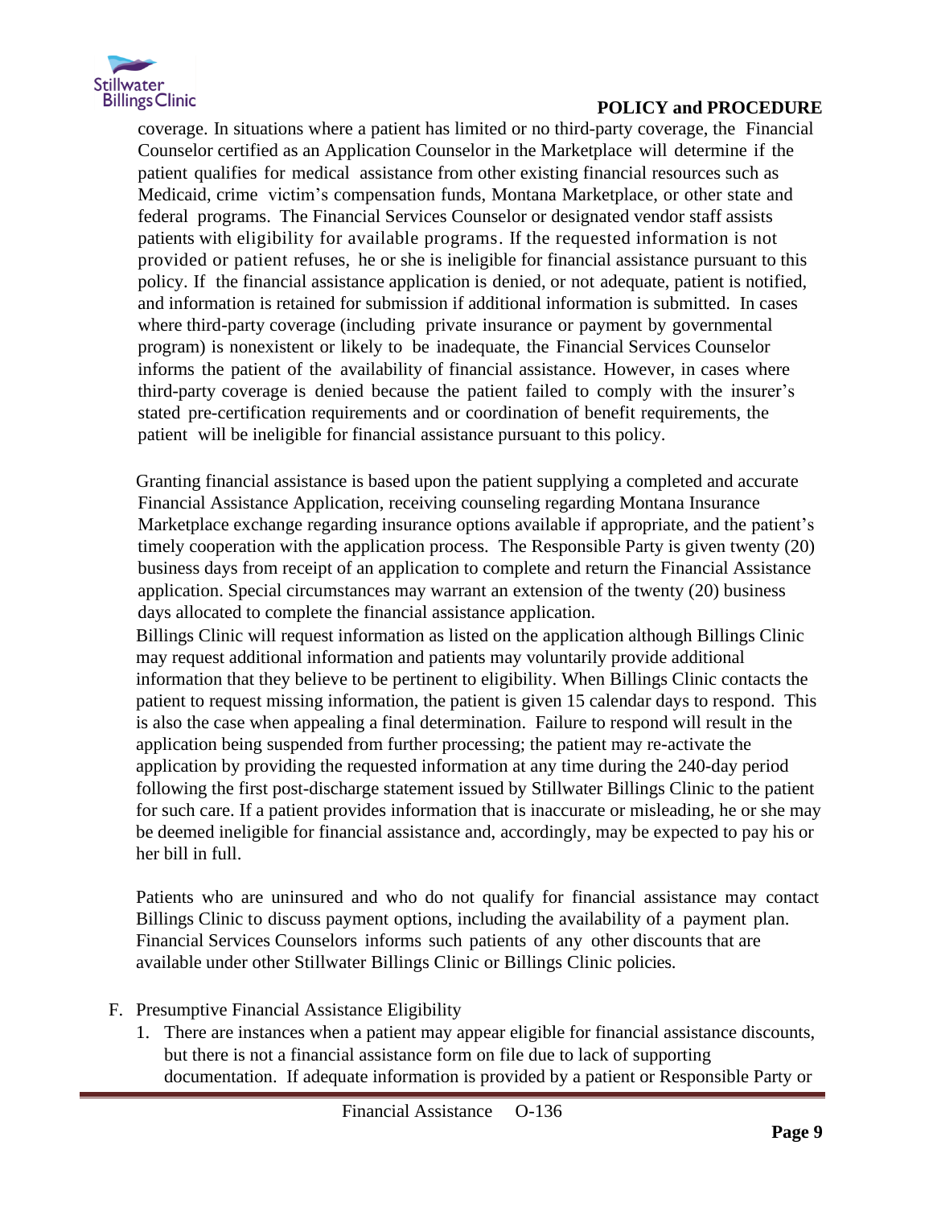coverage. In situations where a patient has limited or no third-party coverage, the Financial Counselor certified as an Application Counselor in the Marketplace will determine if the patient qualifies for medical assistance from other existing financial resources such as Medicaid, crime victim's compensation funds, Montana Marketplace, or other state and federal programs. The Financial Services Counselor or designated vendor staff assists patients with eligibility for available programs. If the requested information is not provided or patient refuses, he or she is ineligible for financial assistance pursuant to this policy. If the financial assistance application is denied, or not adequate, patient is notified, and information is retained for submission if additional information is submitted. In cases where third-party coverage (including private insurance or payment by governmental program) is nonexistent or likely to be inadequate, the Financial Services Counselor informs the patient of the availability of financial assistance. However, in cases where third-party coverage is denied because the patient failed to comply with the insurer's stated pre-certification requirements and or coordination of benefit requirements, the patient will be ineligible for financial assistance pursuant to this policy.

Granting financial assistance is based upon the patient supplying a completed and accurate Financial Assistance Application, receiving counseling regarding Montana Insurance Marketplace exchange regarding insurance options available if appropriate, and the patient's timely cooperation with the application process. The Responsible Party is given twenty (20) business days from receipt of an application to complete and return the Financial Assistance application. Special circumstances may warrant an extension of the twenty (20) business days allocated to complete the financial assistance application.

Billings Clinic will request information as listed on the application although Billings Clinic may request additional information and patients may voluntarily provide additional information that they believe to be pertinent to eligibility. When Billings Clinic contacts the patient to request missing information, the patient is given 15 calendar days to respond. This is also the case when appealing a final determination. Failure to respond will result in the application being suspended from further processing; the patient may re-activate the application by providing the requested information at any time during the 240-day period following the first post-discharge statement issued by Stillwater Billings Clinic to the patient for such care. If a patient provides information that is inaccurate or misleading, he or she may be deemed ineligible for financial assistance and, accordingly, may be expected to pay his or her bill in full.

Patients who are uninsured and who do not qualify for financial assistance may contact Billings Clinic to discuss payment options, including the availability of a payment plan. Financial Services Counselors informs such patients of any other discounts that are available under other Stillwater Billings Clinic or Billings Clinic policies.

F. Presumptive Financial Assistance Eligibility

1. There are instances when a patient may appear eligible for financial assistance discounts, but there is not a financial assistance form on file due to lack of supporting documentation. If adequate information is provided by a patient or Responsible Party or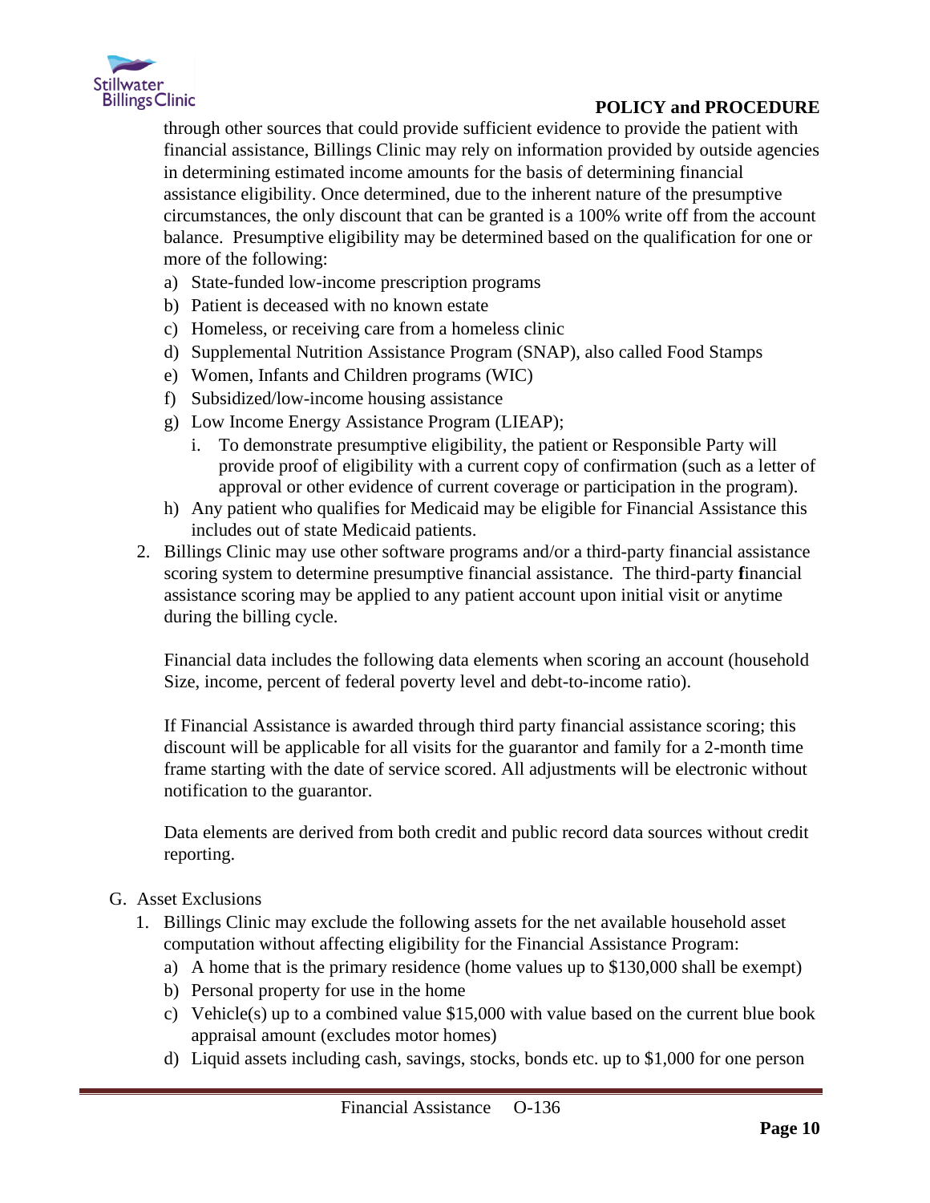through other sources that could provide sufficient evidence to provide the patient with financial assistance, Billings Clinic may rely on information provided by outside agencies in determining estimated income amounts for the basis of determining financial assistance eligibility. Once determined, due to the inherent nature of the presumptive circumstances, the only discount that can be granted is a 100% write off from the account balance. Presumptive eligibility may be determined based on the qualification for one or more of the following:

a) State-funded low-income prescription programs
b) Patient is deceased with no known estate
c) Homeless, or receiving care from a homeless clinic
d) Supplemental Nutrition Assistance Program (SNAP), also called Food Stamps
e) Women, Infants and Children programs (WIC)
f) Subsidized/low-income housing assistance
g) Low Income Energy Assistance Program (LIEAP);
   i. To demonstrate presumptive eligibility, the patient or Responsible Party will provide proof of eligibility with a current copy of confirmation (such as a letter of approval or other evidence of current coverage or participation in the program).
h) Any patient who qualifies for Medicaid may be eligible for Financial Assistance this includes out of state Medicaid patients.

2. Billings Clinic may use other software programs and/or a third-party financial assistance scoring system to determine presumptive financial assistance. The third-party **f**inancial assistance scoring may be applied to any patient account upon initial visit or anytime during the billing cycle.

   Financial data includes the following data elements when scoring an account (household Size, income, percent of federal poverty level and debt-to-income ratio).

   If Financial Assistance is awarded through third party financial assistance scoring; this discount will be applicable for all visits for the guarantor and family for a 2-month time frame starting with the date of service scored. All adjustments will be electronic without notification to the guarantor.

   Data elements are derived from both credit and public record data sources without credit reporting.

G. Asset Exclusions

1. Billings Clinic may exclude the following assets for the net available household asset computation without affecting eligibility for the Financial Assistance Program:
   a) A home that is the primary residence (home values up to $130,000 shall be exempt)
   b) Personal property for use in the home
   c) Vehicle(s) up to a combined value $15,000 with value based on the current blue book appraisal amount (excludes motor homes)
   d) Liquid assets including cash, savings, stocks, bonds etc. up to $1,000 for one person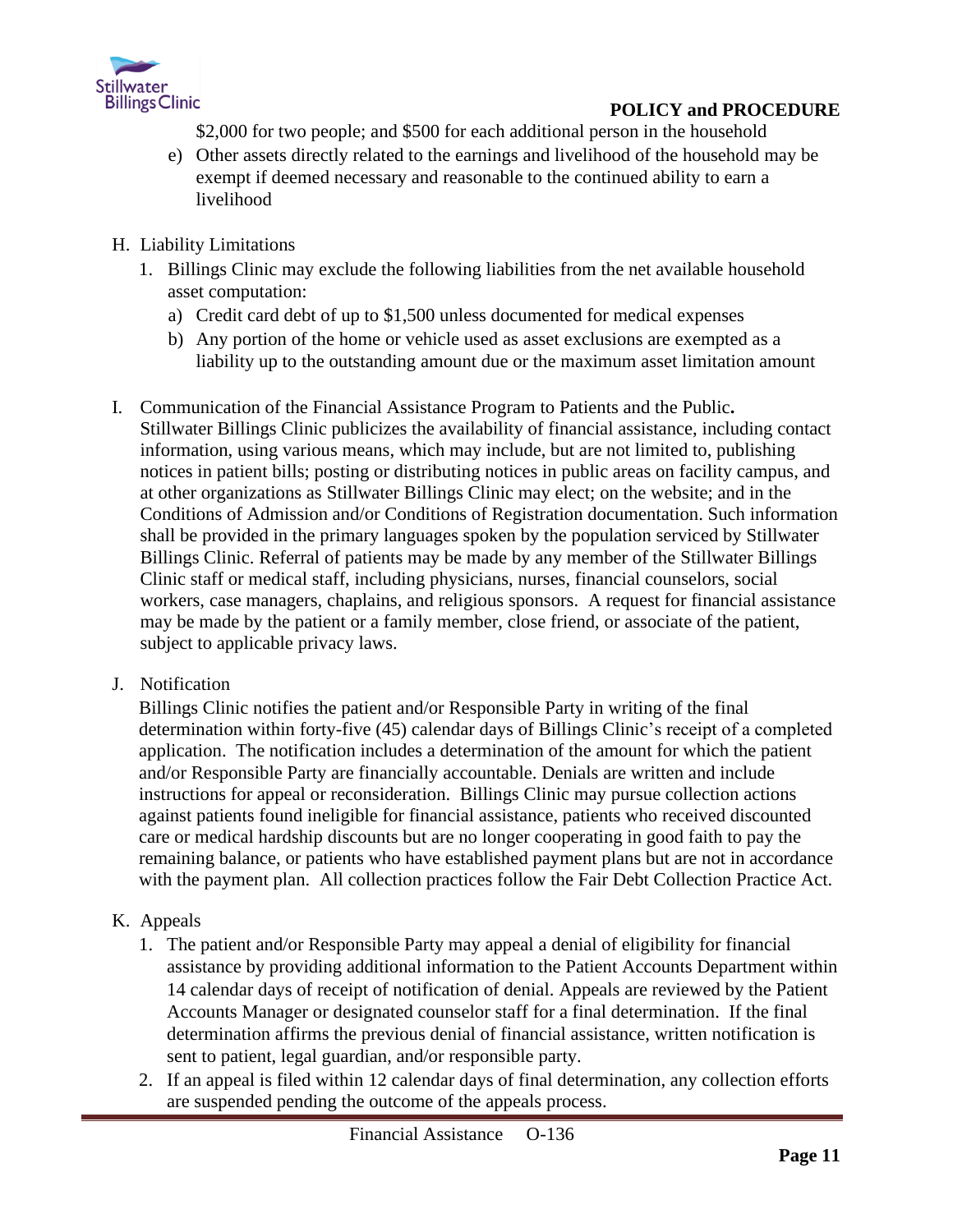$2,000 for two people; and $500 for each additional person in the household

e) Other assets directly related to the earnings and livelihood of the household may be exempt if deemed necessary and reasonable to the continued ability to earn a livelihood

H. Liability Limitations

1. Billings Clinic may exclude the following liabilities from the net available household asset computation:
   a) Credit card debt of up to $1,500 unless documented for medical expenses
   b) Any portion of the home or vehicle used as asset exclusions are exempted as a liability up to the outstanding amount due or the maximum asset limitation amount

I. Communication of the Financial Assistance Program to Patients and the Public.

Stillwater Billings Clinic publicizes the availability of financial assistance, including contact information, using various means, which may include, but are not limited to, publishing notices in patient bills; posting or distributing notices in public areas on facility campus, and at other organizations as Stillwater Billings Clinic may elect; on the website; and in the Conditions of Admission and/or Conditions of Registration documentation. Such information shall be provided in the primary languages spoken by the population serviced by Stillwater Billings Clinic. Referral of patients may be made by any member of the Stillwater Billings Clinic staff or medical staff, including physicians, nurses, financial counselors, social workers, case managers, chaplains, and religious sponsors. A request for financial assistance may be made by the patient or a family member, close friend, or associate of the patient, subject to applicable privacy laws.

J. Notification

Billings Clinic notifies the patient and/or Responsible Party in writing of the final determination within forty-five (45) calendar days of Billings Clinic's receipt of a completed application. The notification includes a determination of the amount for which the patient and/or Responsible Party are financially accountable. Denials are written and include instructions for appeal or reconsideration. Billings Clinic may pursue collection actions against patients found ineligible for financial assistance, patients who received discounted care or medical hardship discounts but are no longer cooperating in good faith to pay the remaining balance, or patients who have established payment plans but are not in accordance with the payment plan. All collection practices follow the Fair Debt Collection Practice Act.

K. Appeals

1. The patient and/or Responsible Party may appeal a denial of eligibility for financial assistance by providing additional information to the Patient Accounts Department within 14 calendar days of receipt of notification of denial. Appeals are reviewed by the Patient Accounts Manager or designated counselor staff for a final determination. If the final determination affirms the previous denial of financial assistance, written notification is sent to patient, legal guardian, and/or responsible party.
2. If an appeal is filed within 12 calendar days of final determination, any collection efforts are suspended pending the outcome of the appeals process.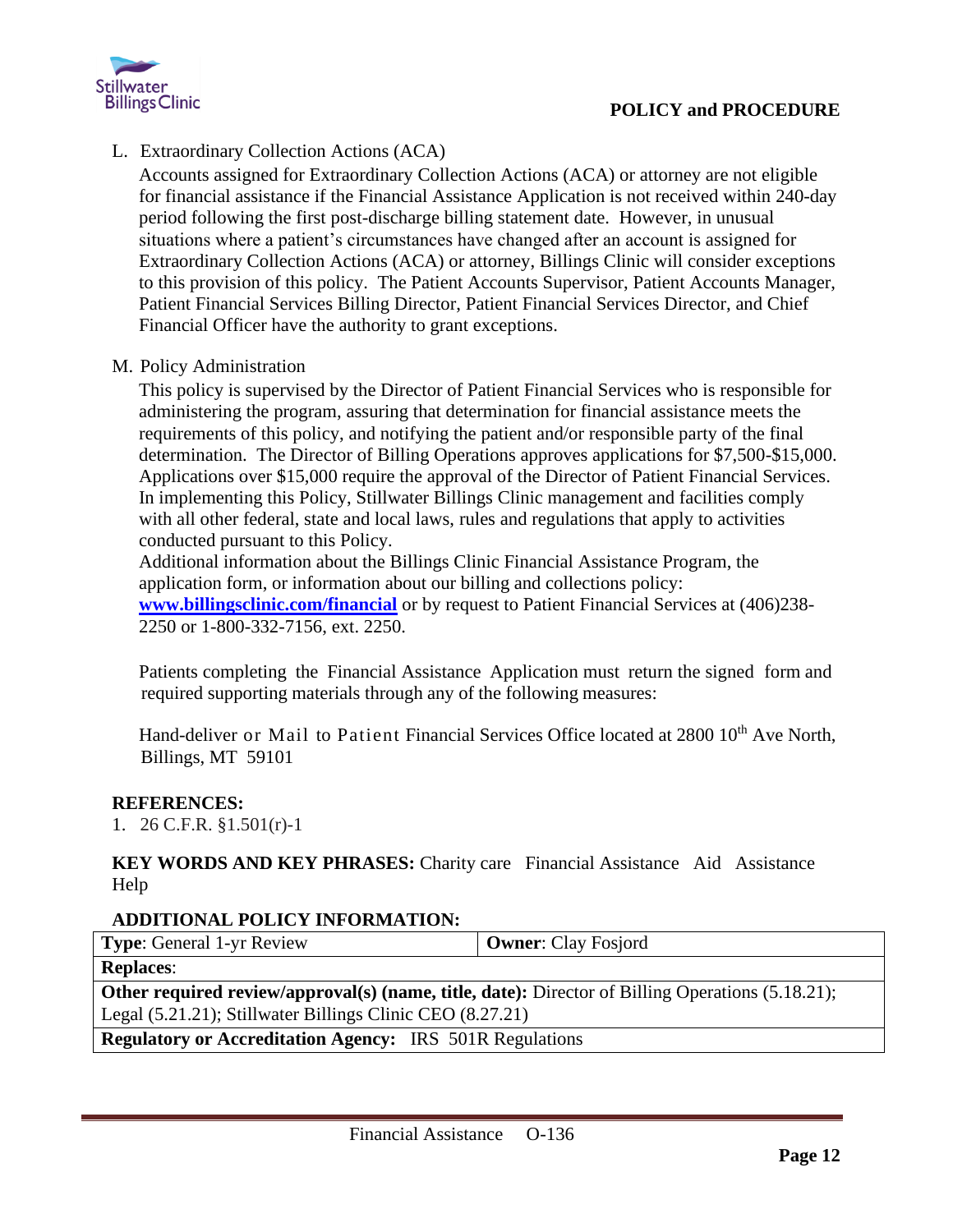L. Extraordinary Collection Actions (ACA)

Accounts assigned for Extraordinary Collection Actions (ACA) or attorney are not eligible for financial assistance if the Financial Assistance Application is not received within 240-day period following the first post-discharge billing statement date. However, in unusual situations where a patient's circumstances have changed after an account is assigned for Extraordinary Collection Actions (ACA) or attorney, Billings Clinic will consider exceptions to this provision of this policy. The Patient Accounts Supervisor, Patient Accounts Manager, Patient Financial Services Billing Director, Patient Financial Services Director, and Chief Financial Officer have the authority to grant exceptions.

M. Policy Administration

This policy is supervised by the Director of Patient Financial Services who is responsible for administering the program, assuring that determination for financial assistance meets the requirements of this policy, and notifying the patient and/or responsible party of the final determination. The Director of Billing Operations approves applications for $7,500-$15,000. Applications over $15,000 require the approval of the Director of Patient Financial Services. In implementing this Policy, Stillwater Billings Clinic management and facilities comply with all other federal, state and local laws, rules and regulations that apply to activities conducted pursuant to this Policy.

Additional information about the Billings Clinic Financial Assistance Program, the application form, or information about our billing and collections policy: **www.billingsclinic.com/financial** or by request to Patient Financial Services at (406)238-2250 or 1-800-332-7156, ext. 2250.

Patients completing the Financial Assistance Application must return the signed form and required supporting materials through any of the following measures:

Hand-deliver or Mail to Patient Financial Services Office located at 2800 10th Ave North, Billings, MT 59101

**REFERENCES:**

1. 26 C.F.R. §1.501(r)-1

**KEY WORDS AND KEY PHRASES:** Charity care Financial Assistance Aid Assistance Help

**ADDITIONAL POLICY INFORMATION:**

| | |
|---|---|
| **Type**: General 1-yr Review | **Owner**: Clay Fosjord |
| **Replaces**: | |
| **Other required review/approval(s) (name, title, date):** Director of Billing Operations (5.18.21); Legal (5.21.21); Stillwater Billings Clinic CEO (8.27.21) | |
| **Regulatory or Accreditation Agency:** IRS 501R Regulations | |

Financial Assistance O-136